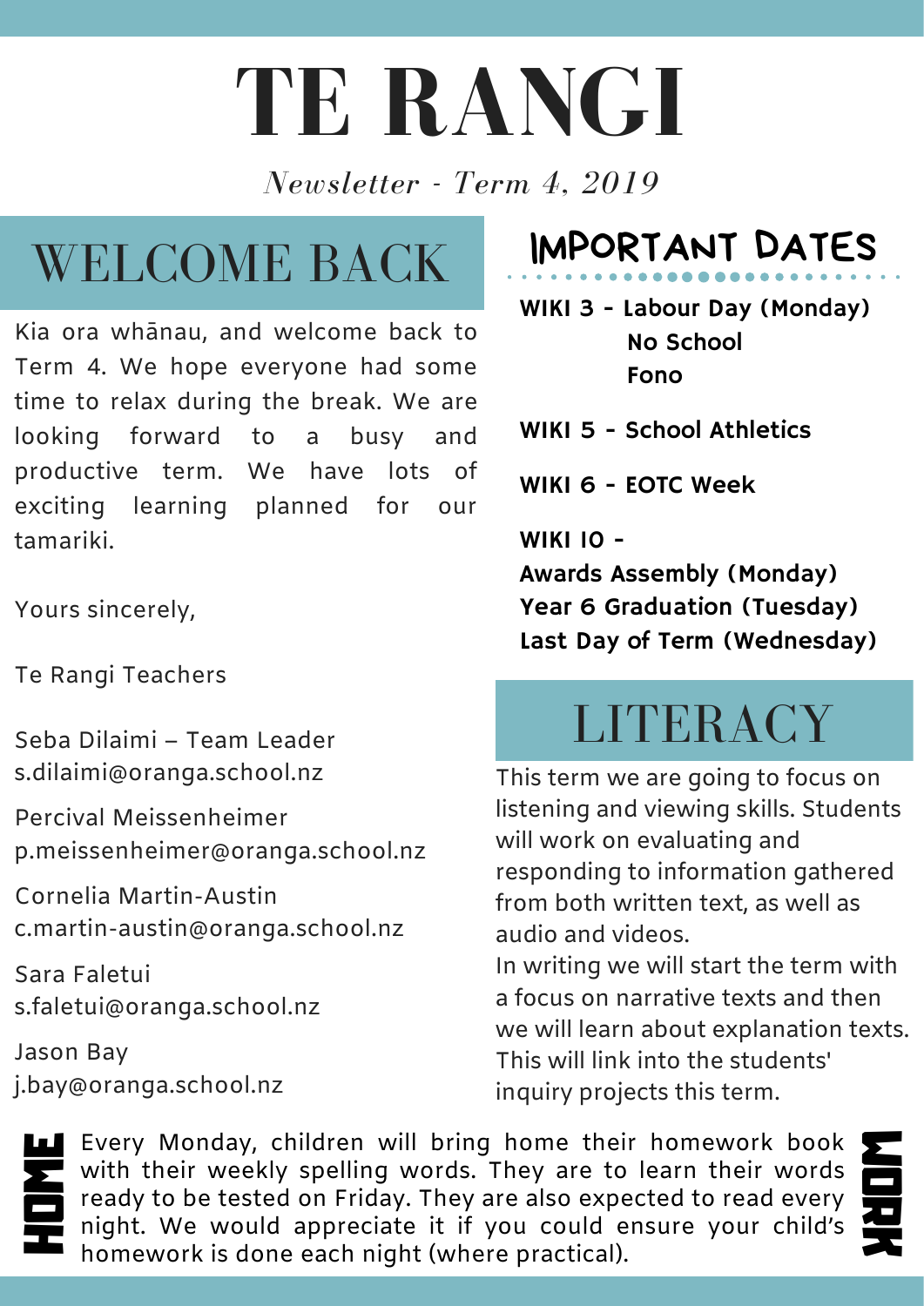# TE RANGI

*Newsletter - Term 4, 2019*

## WELCOME BACK

Kia ora whānau, and welcome back to Term 4. We hope everyone had some time to relax during the break. We are looking forward to a busy and productive term. We have lots of exciting learning planned for our tamariki.

Yours sincerely,

Te Rangi Teachers

Seba Dilaimi – Team Leader
s.dilaimi@oranga.school.nz

Percival Meissenheimer
p.meissenheimer@oranga.school.nz

Cornelia Martin-Austin
c.martin-austin@oranga.school.nz

Sara Faletui
s.faletui@oranga.school.nz

Jason Bay
j.bay@oranga.school.nz

## IMPORTANT DATES

**WIKI 3 - Labour Day (Monday)**
**No School**
**Fono**

**WIKI 5 - School Athletics**

**WIKI 6 - EOTC Week**

**WIKI 10 -**
**Awards Assembly (Monday)**
**Year 6 Graduation (Tuesday)**
**Last Day of Term (Wednesday)**

## LITERACY

This term we are going to focus on listening and viewing skills. Students will work on evaluating and responding to information gathered from both written text, as well as audio and videos.

In writing we will start the term with a focus on narrative texts and then we will learn about explanation texts. This will link into the students' inquiry projects this term.

## HOMEWORK

Every Monday, children will bring home their homework book with their weekly spelling words. They are to learn their words ready to be tested on Friday. They are also expected to read every night. We would appreciate it if you could ensure your child's homework is done each night (where practical).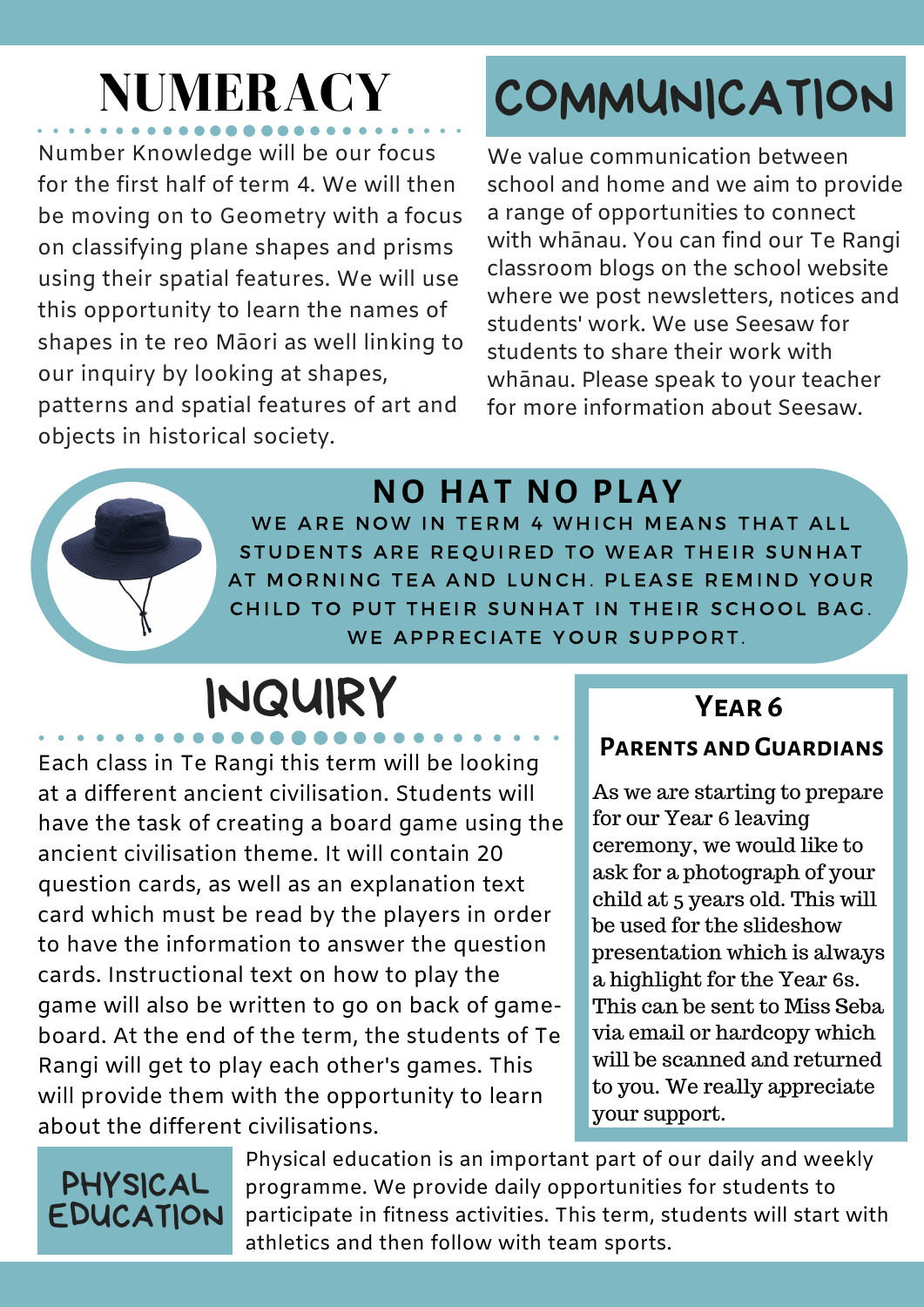# NUMERACY

Number Knowledge will be our focus for the first half of term 4. We will then be moving on to Geometry with a focus on classifying plane shapes and prisms using their spatial features. We will use this opportunity to learn the names of shapes in te reo Māori as well linking to our inquiry by looking at shapes, patterns and spatial features of art and objects in historical society.

# COMMUNICATION

We value communication between school and home and we aim to provide a range of opportunities to connect with whānau. You can find our Te Rangi classroom blogs on the school website where we post newsletters, notices and students' work. We use Seesaw for students to share their work with whānau. Please speak to your teacher for more information about Seesaw.

## NO HAT NO PLAY

WE ARE NOW IN TERM 4 WHICH MEANS THAT ALL STUDENTS ARE REQUIRED TO WEAR THEIR SUNHAT AT MORNING TEA AND LUNCH. PLEASE REMIND YOUR CHILD TO PUT THEIR SUNHAT IN THEIR SCHOOL BAG. WE APPRECIATE YOUR SUPPORT.

# INQUIRY

Each class in Te Rangi this term will be looking at a different ancient civilisation. Students will have the task of creating a board game using the ancient civilisation theme. It will contain 20 question cards, as well as an explanation text card which must be read by the players in order to have the information to answer the question cards. Instructional text on how to play the game will also be written to go on back of game-board. At the end of the term, the students of Te Rangi will get to play each other's games. This will provide them with the opportunity to learn about the different civilisations.

## Year 6

### Parents and Guardians

As we are starting to prepare for our Year 6 leaving ceremony, we would like to ask for a photograph of your child at 5 years old. This will be used for the slideshow presentation which is always a highlight for the Year 6s. This can be sent to Miss Seba via email or hardcopy which will be scanned and returned to you. We really appreciate your support.

# PHYSICAL EDUCATION

Physical education is an important part of our daily and weekly programme. We provide daily opportunities for students to participate in fitness activities. This term, students will start with athletics and then follow with team sports.